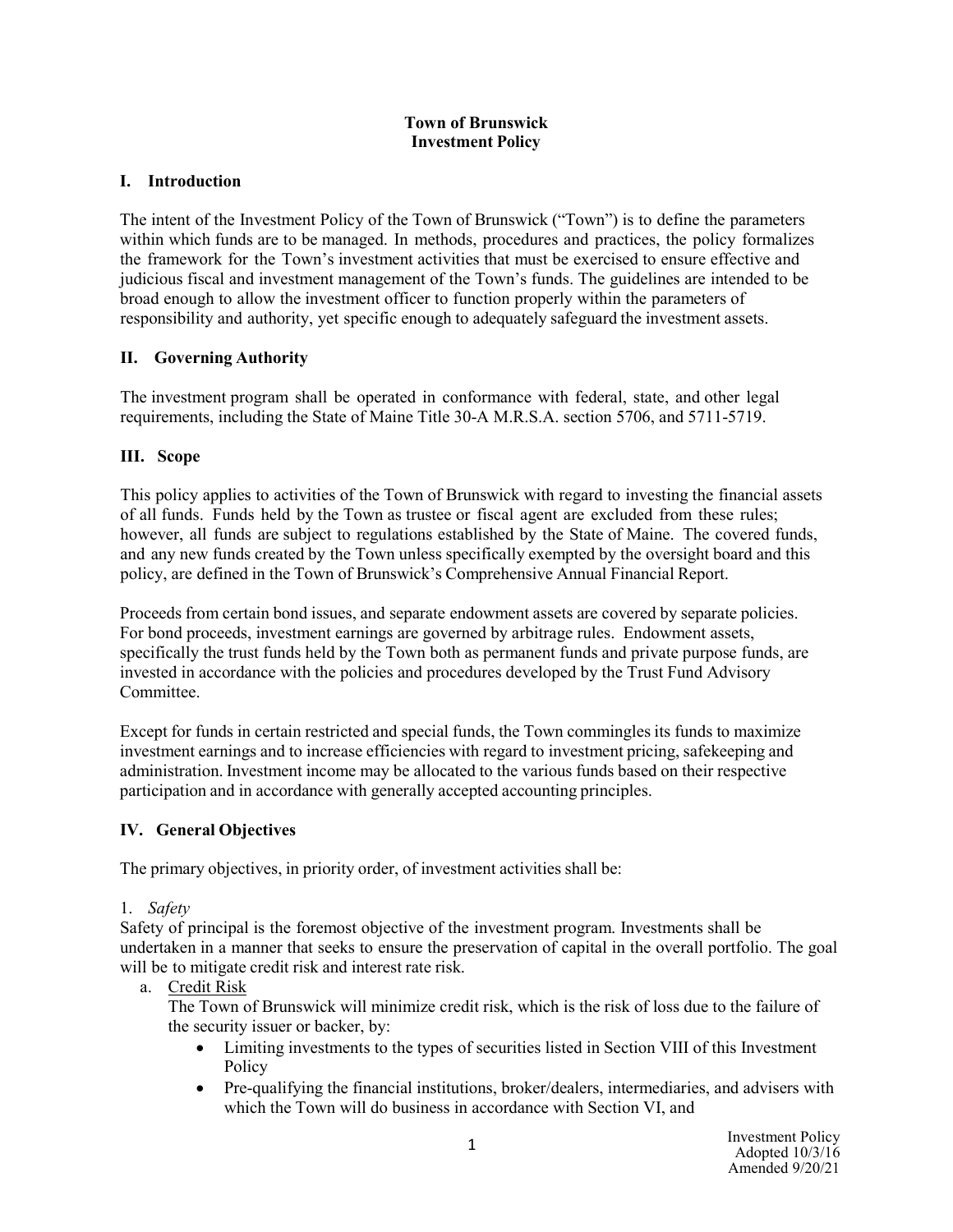# Town of Brunswick
# Investment Policy

## I. Introduction

The intent of the Investment Policy of the Town of Brunswick ("Town") is to define the parameters within which funds are to be managed. In methods, procedures and practices, the policy formalizes the framework for the Town's investment activities that must be exercised to ensure effective and judicious fiscal and investment management of the Town's funds. The guidelines are intended to be broad enough to allow the investment officer to function properly within the parameters of responsibility and authority, yet specific enough to adequately safeguard the investment assets.

## II. Governing Authority

The investment program shall be operated in conformance with federal, state, and other legal requirements, including the State of Maine Title 30-A M.R.S.A. section 5706, and 5711-5719.

## III. Scope

This policy applies to activities of the Town of Brunswick with regard to investing the financial assets of all funds. Funds held by the Town as trustee or fiscal agent are excluded from these rules; however, all funds are subject to regulations established by the State of Maine. The covered funds, and any new funds created by the Town unless specifically exempted by the oversight board and this policy, are defined in the Town of Brunswick's Comprehensive Annual Financial Report.

Proceeds from certain bond issues, and separate endowment assets are covered by separate policies. For bond proceeds, investment earnings are governed by arbitrage rules. Endowment assets, specifically the trust funds held by the Town both as permanent funds and private purpose funds, are invested in accordance with the policies and procedures developed by the Trust Fund Advisory Committee.

Except for funds in certain restricted and special funds, the Town commingles its funds to maximize investment earnings and to increase efficiencies with regard to investment pricing, safekeeping and administration. Investment income may be allocated to the various funds based on their respective participation and in accordance with generally accepted accounting principles.

## IV. General Objectives

The primary objectives, in priority order, of investment activities shall be:

1. *Safety*

Safety of principal is the foremost objective of the investment program. Investments shall be undertaken in a manner that seeks to ensure the preservation of capital in the overall portfolio. The goal will be to mitigate credit risk and interest rate risk.

a. Credit Risk

The Town of Brunswick will minimize credit risk, which is the risk of loss due to the failure of the security issuer or backer, by:

- Limiting investments to the types of securities listed in Section VIII of this Investment Policy
- Pre-qualifying the financial institutions, broker/dealers, intermediaries, and advisers with which the Town will do business in accordance with Section VI, and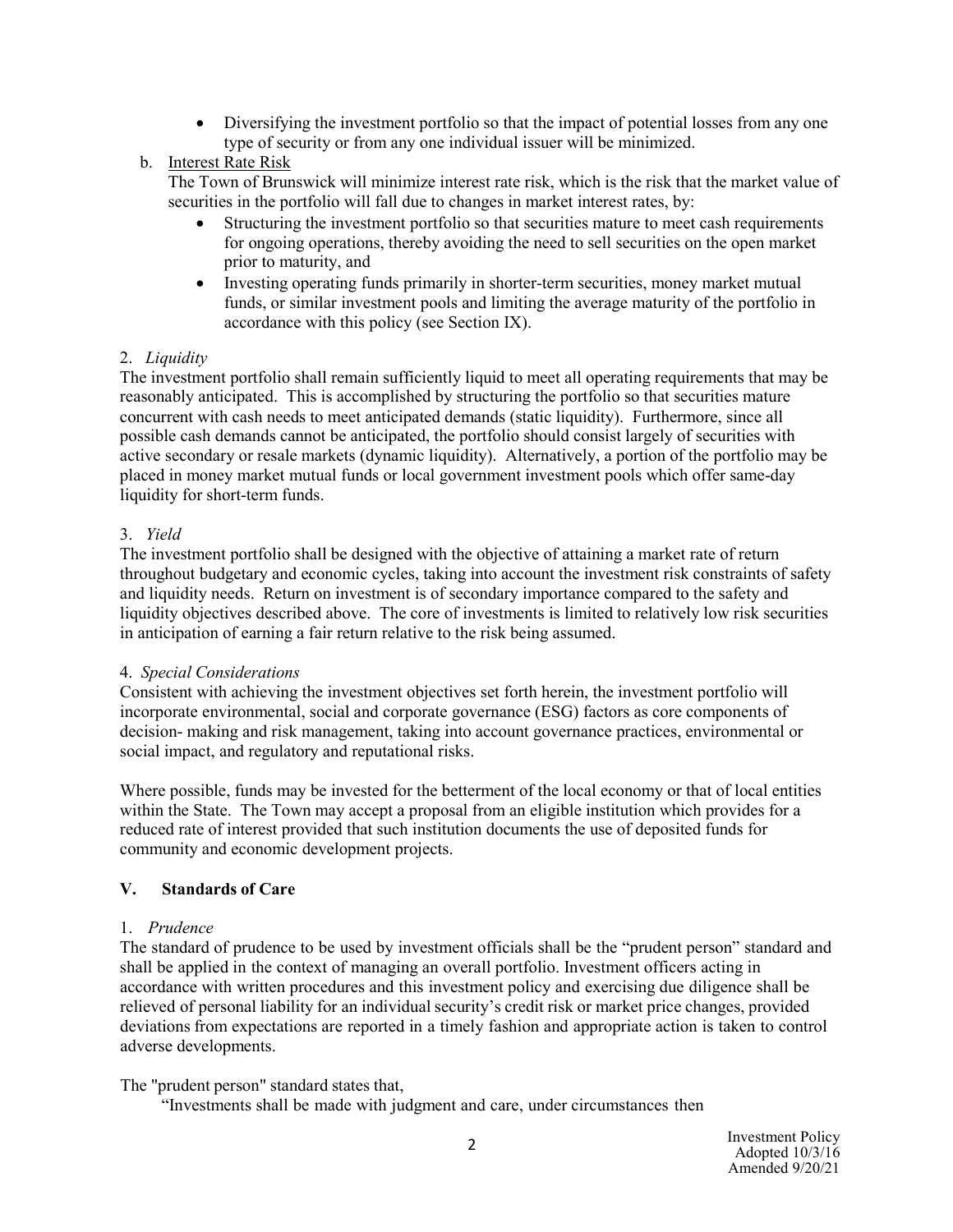- Diversifying the investment portfolio so that the impact of potential losses from any one type of security or from any one individual issuer will be minimized.

b. Interest Rate Risk

The Town of Brunswick will minimize interest rate risk, which is the risk that the market value of securities in the portfolio will fall due to changes in market interest rates, by:

- Structuring the investment portfolio so that securities mature to meet cash requirements for ongoing operations, thereby avoiding the need to sell securities on the open market prior to maturity, and
- Investing operating funds primarily in shorter-term securities, money market mutual funds, or similar investment pools and limiting the average maturity of the portfolio in accordance with this policy (see Section IX).

2. *Liquidity*

The investment portfolio shall remain sufficiently liquid to meet all operating requirements that may be reasonably anticipated. This is accomplished by structuring the portfolio so that securities mature concurrent with cash needs to meet anticipated demands (static liquidity). Furthermore, since all possible cash demands cannot be anticipated, the portfolio should consist largely of securities with active secondary or resale markets (dynamic liquidity). Alternatively, a portion of the portfolio may be placed in money market mutual funds or local government investment pools which offer same-day liquidity for short-term funds.

3. *Yield*

The investment portfolio shall be designed with the objective of attaining a market rate of return throughout budgetary and economic cycles, taking into account the investment risk constraints of safety and liquidity needs. Return on investment is of secondary importance compared to the safety and liquidity objectives described above. The core of investments is limited to relatively low risk securities in anticipation of earning a fair return relative to the risk being assumed.

4. *Special Considerations*

Consistent with achieving the investment objectives set forth herein, the investment portfolio will incorporate environmental, social and corporate governance (ESG) factors as core components of decision- making and risk management, taking into account governance practices, environmental or social impact, and regulatory and reputational risks.

Where possible, funds may be invested for the betterment of the local economy or that of local entities within the State. The Town may accept a proposal from an eligible institution which provides for a reduced rate of interest provided that such institution documents the use of deposited funds for community and economic development projects.

## V. Standards of Care

1. *Prudence*

The standard of prudence to be used by investment officials shall be the "prudent person" standard and shall be applied in the context of managing an overall portfolio. Investment officers acting in accordance with written procedures and this investment policy and exercising due diligence shall be relieved of personal liability for an individual security's credit risk or market price changes, provided deviations from expectations are reported in a timely fashion and appropriate action is taken to control adverse developments.

The "prudent person" standard states that,

"Investments shall be made with judgment and care, under circumstances then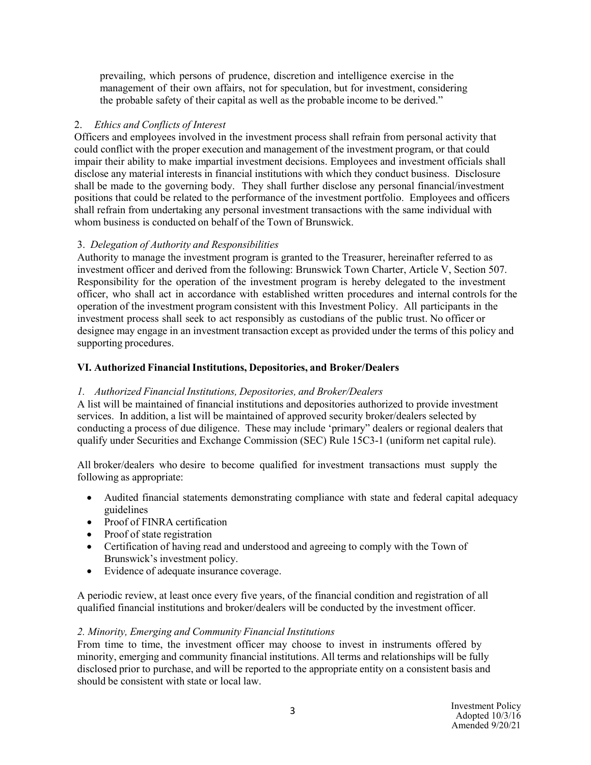prevailing, which persons of prudence, discretion and intelligence exercise in the management of their own affairs, not for speculation, but for investment, considering the probable safety of their capital as well as the probable income to be derived."

2. *Ethics and Conflicts of Interest*

Officers and employees involved in the investment process shall refrain from personal activity that could conflict with the proper execution and management of the investment program, or that could impair their ability to make impartial investment decisions. Employees and investment officials shall disclose any material interests in financial institutions with which they conduct business. Disclosure shall be made to the governing body. They shall further disclose any personal financial/investment positions that could be related to the performance of the investment portfolio. Employees and officers shall refrain from undertaking any personal investment transactions with the same individual with whom business is conducted on behalf of the Town of Brunswick.

3. *Delegation of Authority and Responsibilities*

Authority to manage the investment program is granted to the Treasurer, hereinafter referred to as investment officer and derived from the following: Brunswick Town Charter, Article V, Section 507. Responsibility for the operation of the investment program is hereby delegated to the investment officer, who shall act in accordance with established written procedures and internal controls for the operation of the investment program consistent with this Investment Policy. All participants in the investment process shall seek to act responsibly as custodians of the public trust. No officer or designee may engage in an investment transaction except as provided under the terms of this policy and supporting procedures.

## VI. Authorized Financial Institutions, Depositories, and Broker/Dealers

*1. Authorized Financial Institutions, Depositories, and Broker/Dealers*

A list will be maintained of financial institutions and depositories authorized to provide investment services. In addition, a list will be maintained of approved security broker/dealers selected by conducting a process of due diligence. These may include 'primary" dealers or regional dealers that qualify under Securities and Exchange Commission (SEC) Rule 15C3-1 (uniform net capital rule).

All broker/dealers who desire to become qualified for investment transactions must supply the following as appropriate:

- Audited financial statements demonstrating compliance with state and federal capital adequacy guidelines
- Proof of FINRA certification
- Proof of state registration
- Certification of having read and understood and agreeing to comply with the Town of Brunswick's investment policy.
- Evidence of adequate insurance coverage.

A periodic review, at least once every five years, of the financial condition and registration of all qualified financial institutions and broker/dealers will be conducted by the investment officer.

*2. Minority, Emerging and Community Financial Institutions*

From time to time, the investment officer may choose to invest in instruments offered by minority, emerging and community financial institutions. All terms and relationships will be fully disclosed prior to purchase, and will be reported to the appropriate entity on a consistent basis and should be consistent with state or local law.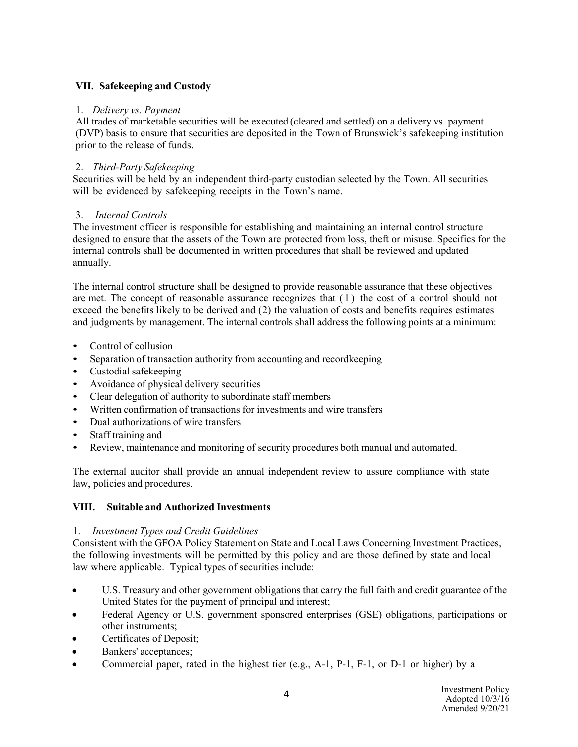## VII. Safekeeping and Custody

1. *Delivery vs. Payment*

All trades of marketable securities will be executed (cleared and settled) on a delivery vs. payment (DVP) basis to ensure that securities are deposited in the Town of Brunswick's safekeeping institution prior to the release of funds.

2. *Third-Party Safekeeping*

Securities will be held by an independent third-party custodian selected by the Town. All securities will be evidenced by safekeeping receipts in the Town's name.

3. *Internal Controls*

The investment officer is responsible for establishing and maintaining an internal control structure designed to ensure that the assets of the Town are protected from loss, theft or misuse. Specifics for the internal controls shall be documented in written procedures that shall be reviewed and updated annually.

The internal control structure shall be designed to provide reasonable assurance that these objectives are met. The concept of reasonable assurance recognizes that (1) the cost of a control should not exceed the benefits likely to be derived and (2) the valuation of costs and benefits requires estimates and judgments by management. The internal controls shall address the following points at a minimum:

- Control of collusion
- Separation of transaction authority from accounting and recordkeeping
- Custodial safekeeping
- Avoidance of physical delivery securities
- Clear delegation of authority to subordinate staff members
- Written confirmation of transactions for investments and wire transfers
- Dual authorizations of wire transfers
- Staff training and
- Review, maintenance and monitoring of security procedures both manual and automated.

The external auditor shall provide an annual independent review to assure compliance with state law, policies and procedures.

## VIII. Suitable and Authorized Investments

1. *Investment Types and Credit Guidelines*

Consistent with the GFOA Policy Statement on State and Local Laws Concerning Investment Practices, the following investments will be permitted by this policy and are those defined by state and local law where applicable. Typical types of securities include:

- U.S. Treasury and other government obligations that carry the full faith and credit guarantee of the United States for the payment of principal and interest;
- Federal Agency or U.S. government sponsored enterprises (GSE) obligations, participations or other instruments;
- Certificates of Deposit;
- Bankers' acceptances;
- Commercial paper, rated in the highest tier (e.g., A-1, P-1, F-1, or D-1 or higher) by a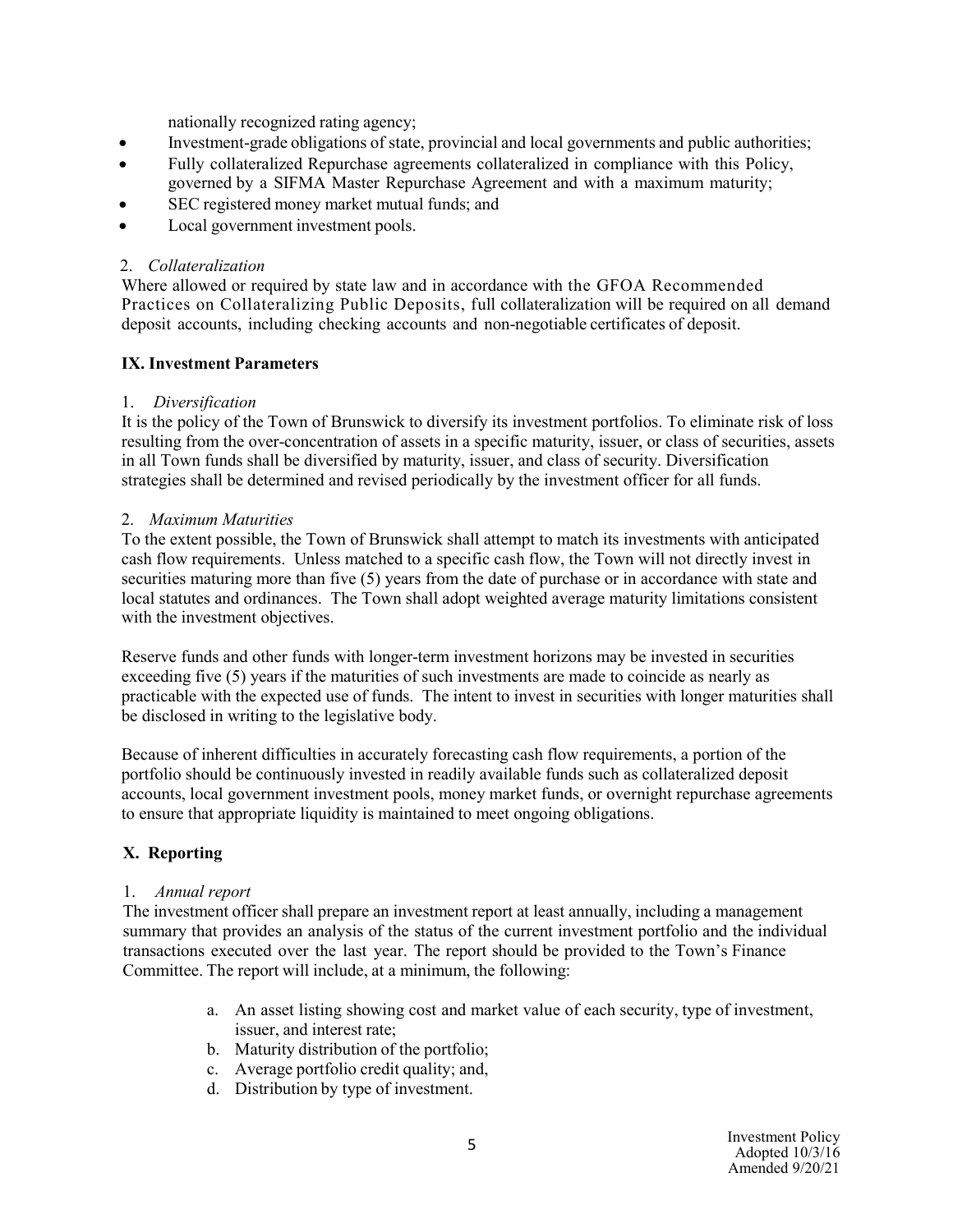nationally recognized rating agency;

- Investment-grade obligations of state, provincial and local governments and public authorities;
- Fully collateralized Repurchase agreements collateralized in compliance with this Policy, governed by a SIFMA Master Repurchase Agreement and with a maximum maturity;
- SEC registered money market mutual funds; and
- Local government investment pools.

2. *Collateralization*

Where allowed or required by state law and in accordance with the GFOA Recommended Practices on Collateralizing Public Deposits, full collateralization will be required on all demand deposit accounts, including checking accounts and non-negotiable certificates of deposit.

## IX. Investment Parameters

1. *Diversification*

It is the policy of the Town of Brunswick to diversify its investment portfolios. To eliminate risk of loss resulting from the over-concentration of assets in a specific maturity, issuer, or class of securities, assets in all Town funds shall be diversified by maturity, issuer, and class of security. Diversification strategies shall be determined and revised periodically by the investment officer for all funds.

2. *Maximum Maturities*

To the extent possible, the Town of Brunswick shall attempt to match its investments with anticipated cash flow requirements. Unless matched to a specific cash flow, the Town will not directly invest in securities maturing more than five (5) years from the date of purchase or in accordance with state and local statutes and ordinances. The Town shall adopt weighted average maturity limitations consistent with the investment objectives.

Reserve funds and other funds with longer-term investment horizons may be invested in securities exceeding five (5) years if the maturities of such investments are made to coincide as nearly as practicable with the expected use of funds. The intent to invest in securities with longer maturities shall be disclosed in writing to the legislative body.

Because of inherent difficulties in accurately forecasting cash flow requirements, a portion of the portfolio should be continuously invested in readily available funds such as collateralized deposit accounts, local government investment pools, money market funds, or overnight repurchase agreements to ensure that appropriate liquidity is maintained to meet ongoing obligations.

## X. Reporting

1. *Annual report*

The investment officer shall prepare an investment report at least annually, including a management summary that provides an analysis of the status of the current investment portfolio and the individual transactions executed over the last year. The report should be provided to the Town's Finance Committee. The report will include, at a minimum, the following:

a. An asset listing showing cost and market value of each security, type of investment, issuer, and interest rate;
b. Maturity distribution of the portfolio;
c. Average portfolio credit quality; and,
d. Distribution by type of investment.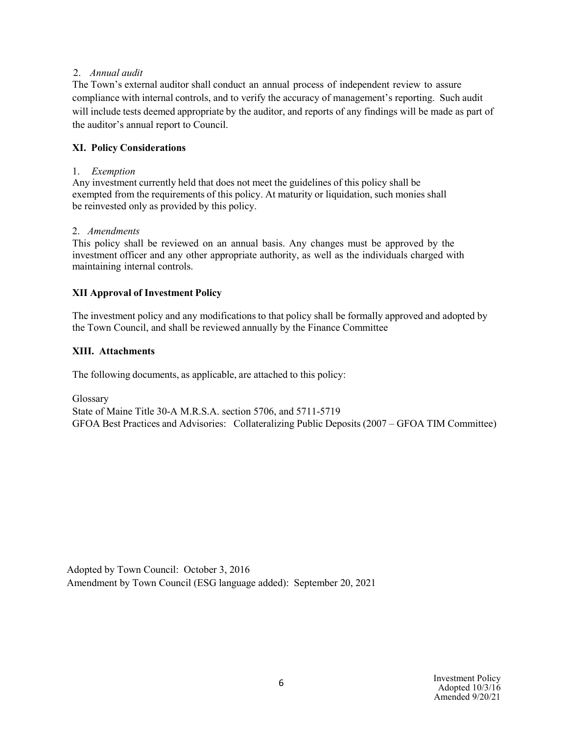2. *Annual audit*

The Town's external auditor shall conduct an annual process of independent review to assure compliance with internal controls, and to verify the accuracy of management's reporting. Such audit will include tests deemed appropriate by the auditor, and reports of any findings will be made as part of the auditor's annual report to Council.

## XI. Policy Considerations

1. *Exemption*

Any investment currently held that does not meet the guidelines of this policy shall be exempted from the requirements of this policy. At maturity or liquidation, such monies shall be reinvested only as provided by this policy.

2. *Amendments*

This policy shall be reviewed on an annual basis. Any changes must be approved by the investment officer and any other appropriate authority, as well as the individuals charged with maintaining internal controls.

## XII Approval of Investment Policy

The investment policy and any modifications to that policy shall be formally approved and adopted by the Town Council, and shall be reviewed annually by the Finance Committee

## XIII. Attachments

The following documents, as applicable, are attached to this policy:

Glossary
State of Maine Title 30-A M.R.S.A. section 5706, and 5711-5719
GFOA Best Practices and Advisories: Collateralizing Public Deposits (2007 – GFOA TIM Committee)

Adopted by Town Council: October 3, 2016
Amendment by Town Council (ESG language added): September 20, 2021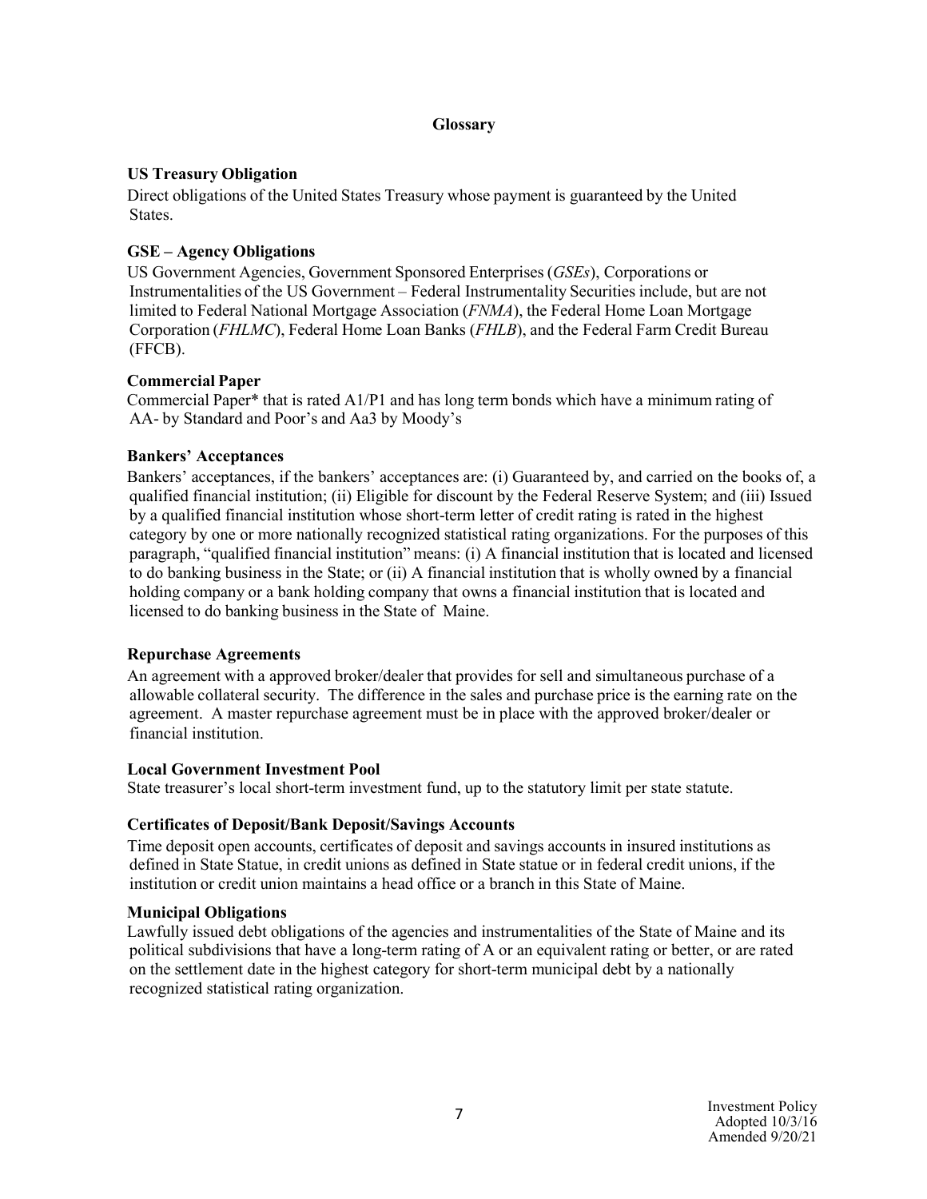## Glossary

### US Treasury Obligation

Direct obligations of the United States Treasury whose payment is guaranteed by the United States.

### GSE – Agency Obligations

US Government Agencies, Government Sponsored Enterprises (*GSEs*), Corporations or Instrumentalities of the US Government – Federal Instrumentality Securities include, but are not limited to Federal National Mortgage Association (*FNMA*), the Federal Home Loan Mortgage Corporation (*FHLMC*), Federal Home Loan Banks (*FHLB*), and the Federal Farm Credit Bureau (FFCB).

### Commercial Paper

Commercial Paper* that is rated A1/P1 and has long term bonds which have a minimum rating of AA- by Standard and Poor's and Aa3 by Moody's

### Bankers' Acceptances

Bankers' acceptances, if the bankers' acceptances are: (i) Guaranteed by, and carried on the books of, a qualified financial institution; (ii) Eligible for discount by the Federal Reserve System; and (iii) Issued by a qualified financial institution whose short-term letter of credit rating is rated in the highest category by one or more nationally recognized statistical rating organizations. For the purposes of this paragraph, "qualified financial institution" means: (i) A financial institution that is located and licensed to do banking business in the State; or (ii) A financial institution that is wholly owned by a financial holding company or a bank holding company that owns a financial institution that is located and licensed to do banking business in the State of Maine.

### Repurchase Agreements

An agreement with a approved broker/dealer that provides for sell and simultaneous purchase of a allowable collateral security. The difference in the sales and purchase price is the earning rate on the agreement. A master repurchase agreement must be in place with the approved broker/dealer or financial institution.

### Local Government Investment Pool

State treasurer's local short-term investment fund, up to the statutory limit per state statute.

### Certificates of Deposit/Bank Deposit/Savings Accounts

Time deposit open accounts, certificates of deposit and savings accounts in insured institutions as defined in State Statue, in credit unions as defined in State statue or in federal credit unions, if the institution or credit union maintains a head office or a branch in this State of Maine.

### Municipal Obligations

Lawfully issued debt obligations of the agencies and instrumentalities of the State of Maine and its political subdivisions that have a long-term rating of A or an equivalent rating or better, or are rated on the settlement date in the highest category for short-term municipal debt by a nationally recognized statistical rating organization.